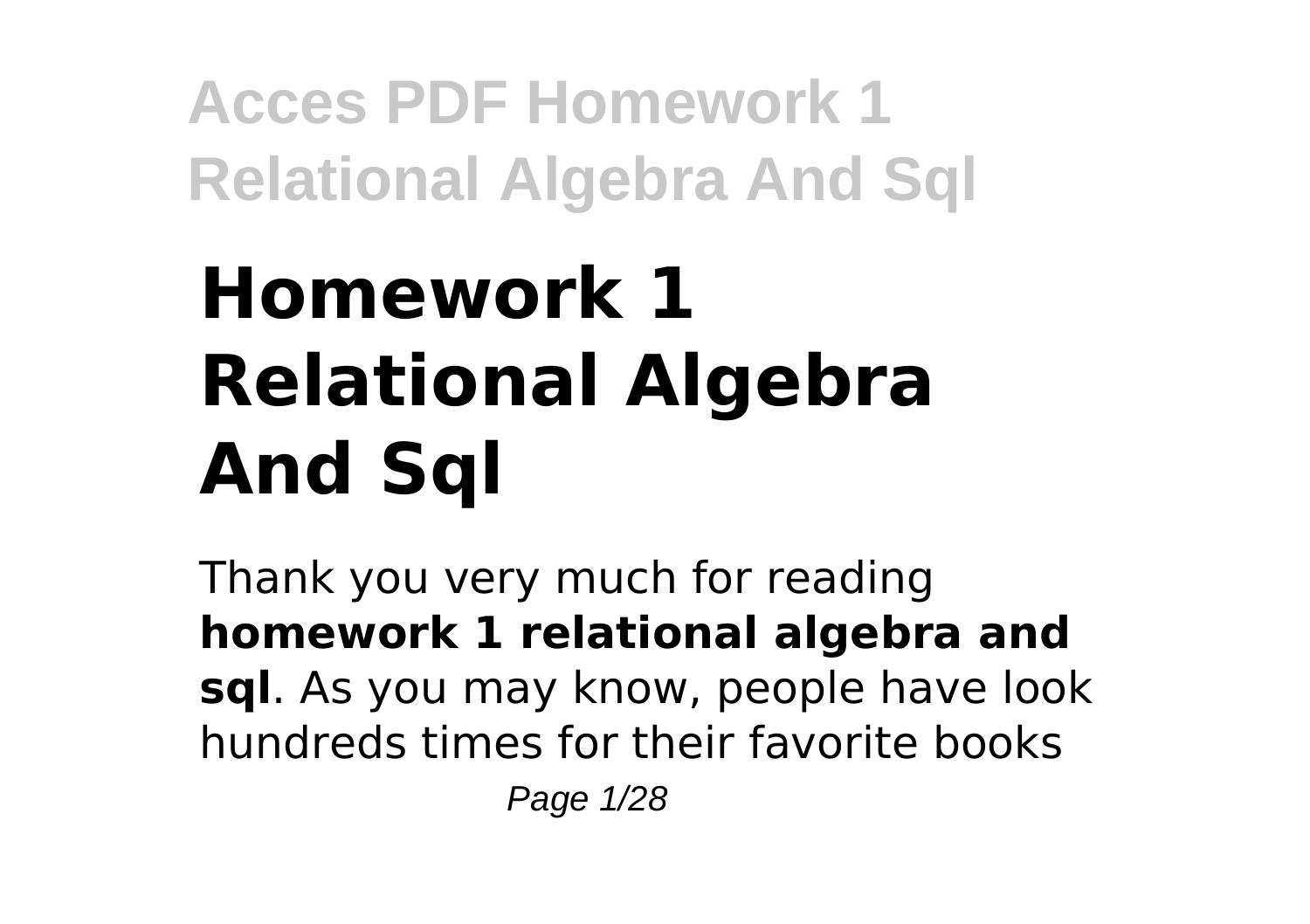# Homework 1 Relational Algebra And Sql

Thank you very much for reading **homework 1 relational algebra and sql**. As you may know, people have look hundreds times for their favorite books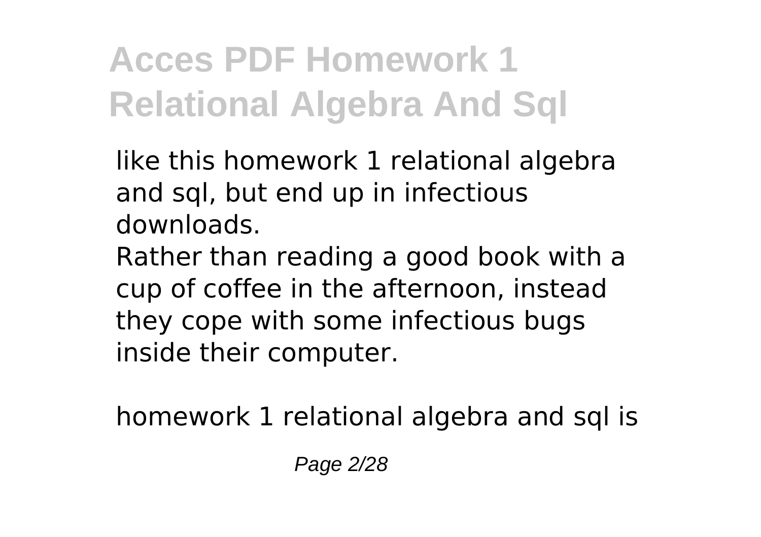like this homework 1 relational algebra and sql, but end up in infectious downloads.

Rather than reading a good book with a cup of coffee in the afternoon, instead they cope with some infectious bugs inside their computer.

homework 1 relational algebra and sql is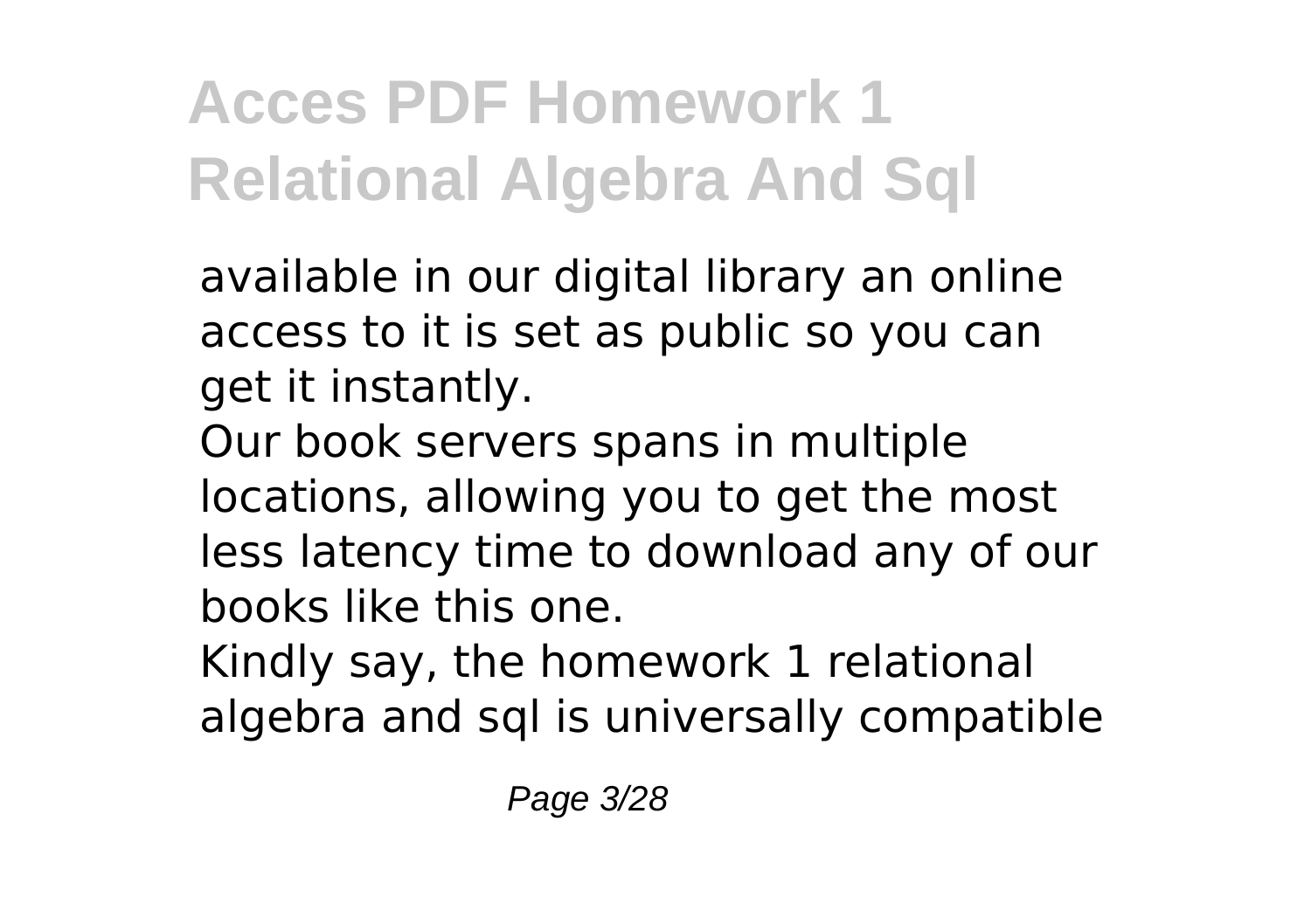available in our digital library an online access to it is set as public so you can get it instantly.

Our book servers spans in multiple locations, allowing you to get the most less latency time to download any of our books like this one.

Kindly say, the homework 1 relational algebra and sql is universally compatible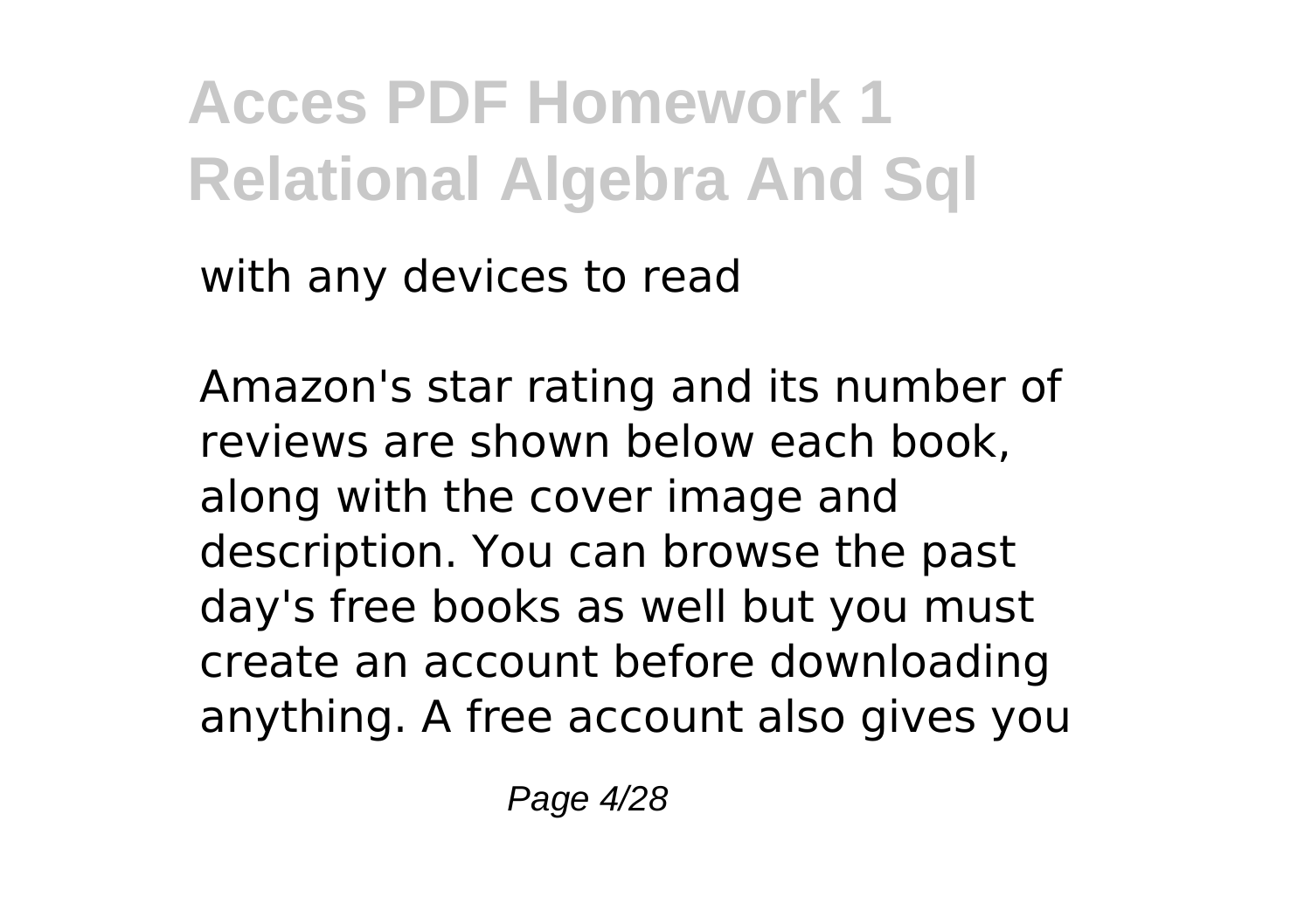with any devices to read

Amazon's star rating and its number of reviews are shown below each book, along with the cover image and description. You can browse the past day's free books as well but you must create an account before downloading anything. A free account also gives you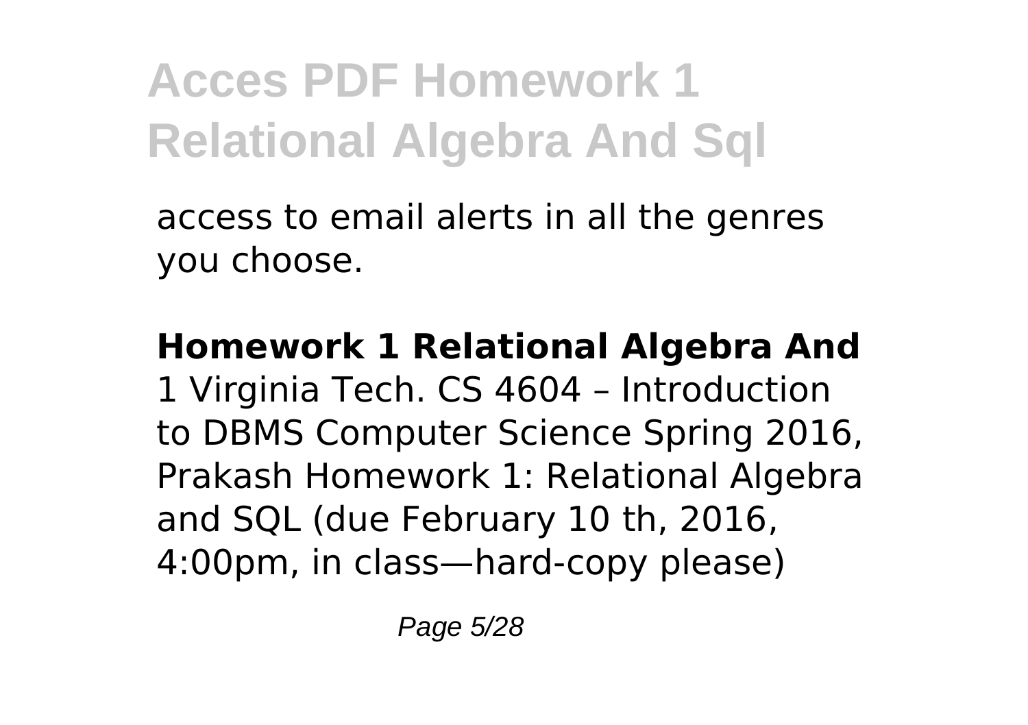access to email alerts in all the genres you choose.

**Homework 1 Relational Algebra And**

1 Virginia Tech. CS 4604 – Introduction to DBMS Computer Science Spring 2016, Prakash Homework 1: Relational Algebra and SQL (due February 10 th, 2016, 4:00pm, in class—hard-copy please)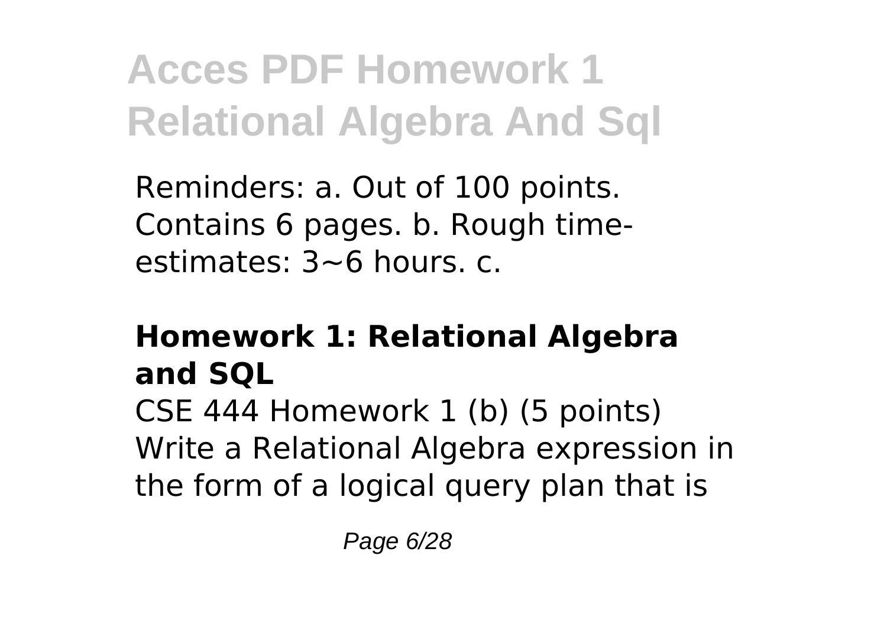Reminders: a. Out of 100 points. Contains 6 pages. b. Rough time-estimates: 3~6 hours. c.

### **Homework 1: Relational Algebra and SQL**

CSE 444 Homework 1 (b) (5 points) Write a Relational Algebra expression in the form of a logical query plan that is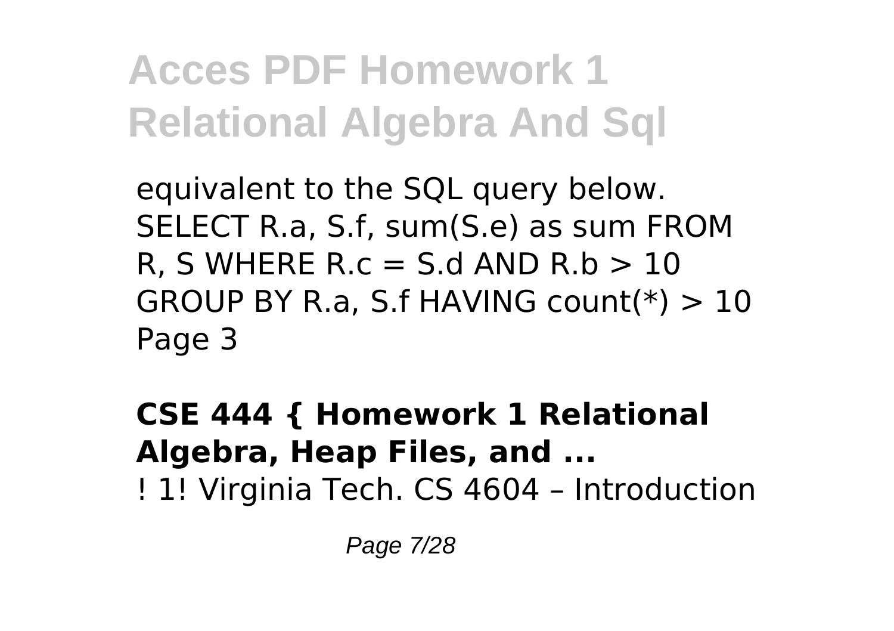equivalent to the SQL query below. SELECT R.a, S.f, sum(S.e) as sum FROM R, S WHERE R.c = S.d AND R.b > 10 GROUP BY R.a, S.f HAVING count(*) > 10 Page 3

**CSE 444 { Homework 1 Relational Algebra, Heap Files, and ...**

! 1! Virginia Tech. CS 4604 – Introduction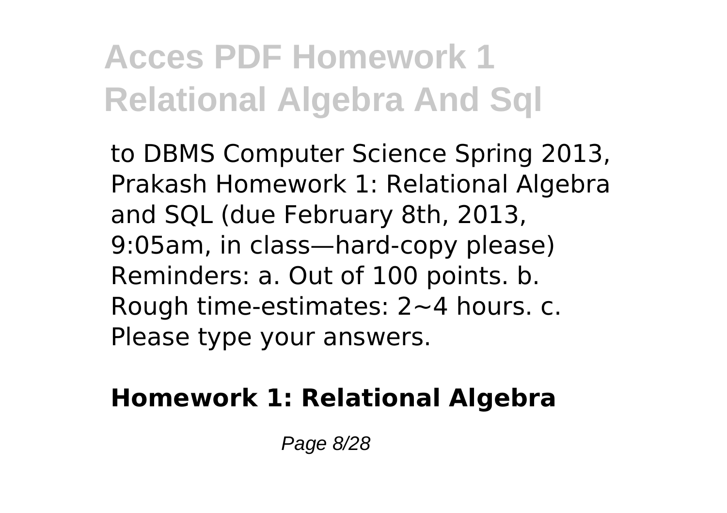to DBMS Computer Science Spring 2013, Prakash Homework 1: Relational Algebra and SQL (due February 8th, 2013, 9:05am, in class—hard-copy please) Reminders: a. Out of 100 points. b. Rough time-estimates: 2~4 hours. c. Please type your answers.

**Homework 1: Relational Algebra**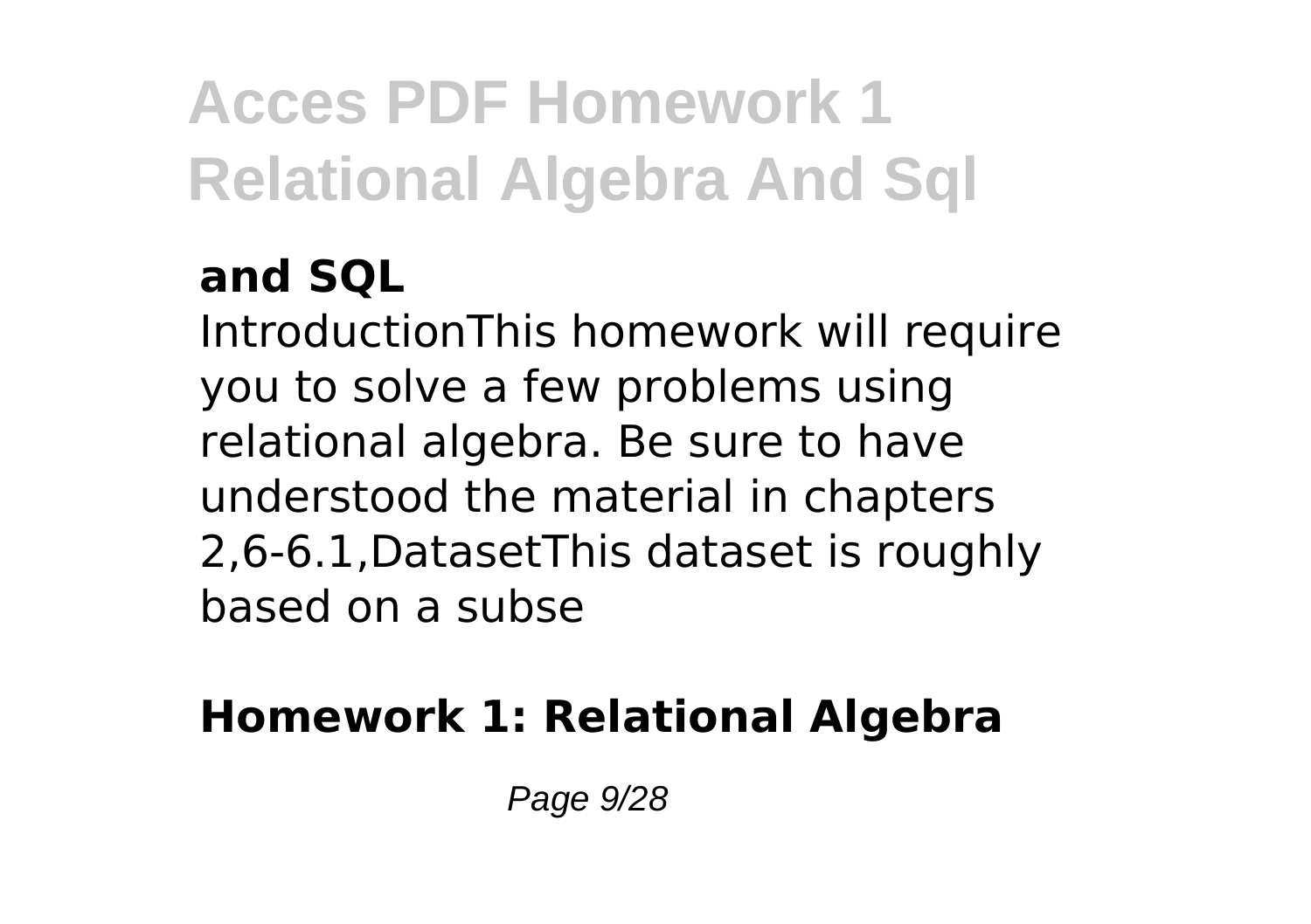### and SQL

IntroductionThis homework will require you to solve a few problems using relational algebra. Be sure to have understood the material in chapters 2,6-6.1,DatasetThis dataset is roughly based on a subse

### Homework 1: Relational Algebra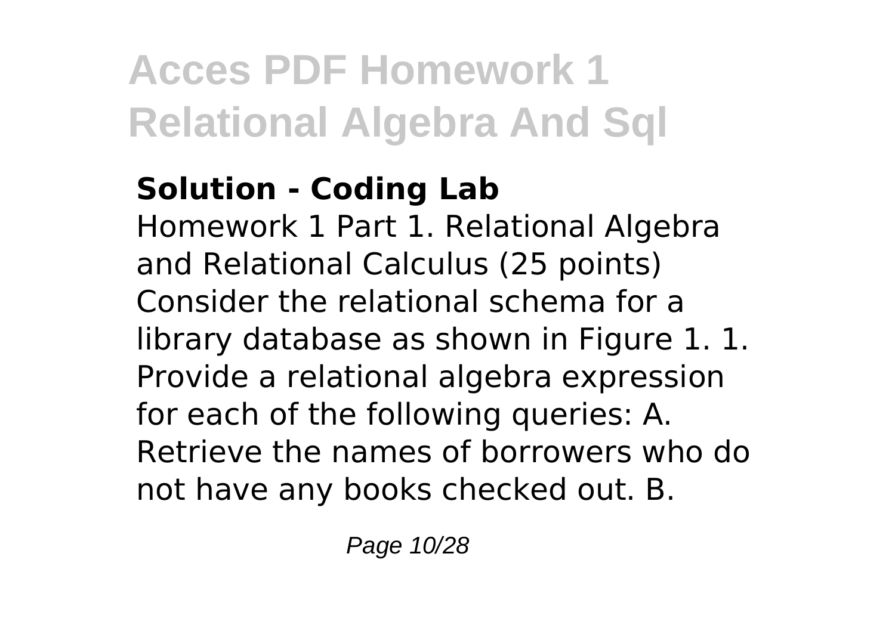**Solution - Coding Lab**

Homework 1 Part 1. Relational Algebra and Relational Calculus (25 points) Consider the relational schema for a library database as shown in Figure 1. 1. Provide a relational algebra expression for each of the following queries: A. Retrieve the names of borrowers who do not have any books checked out. B.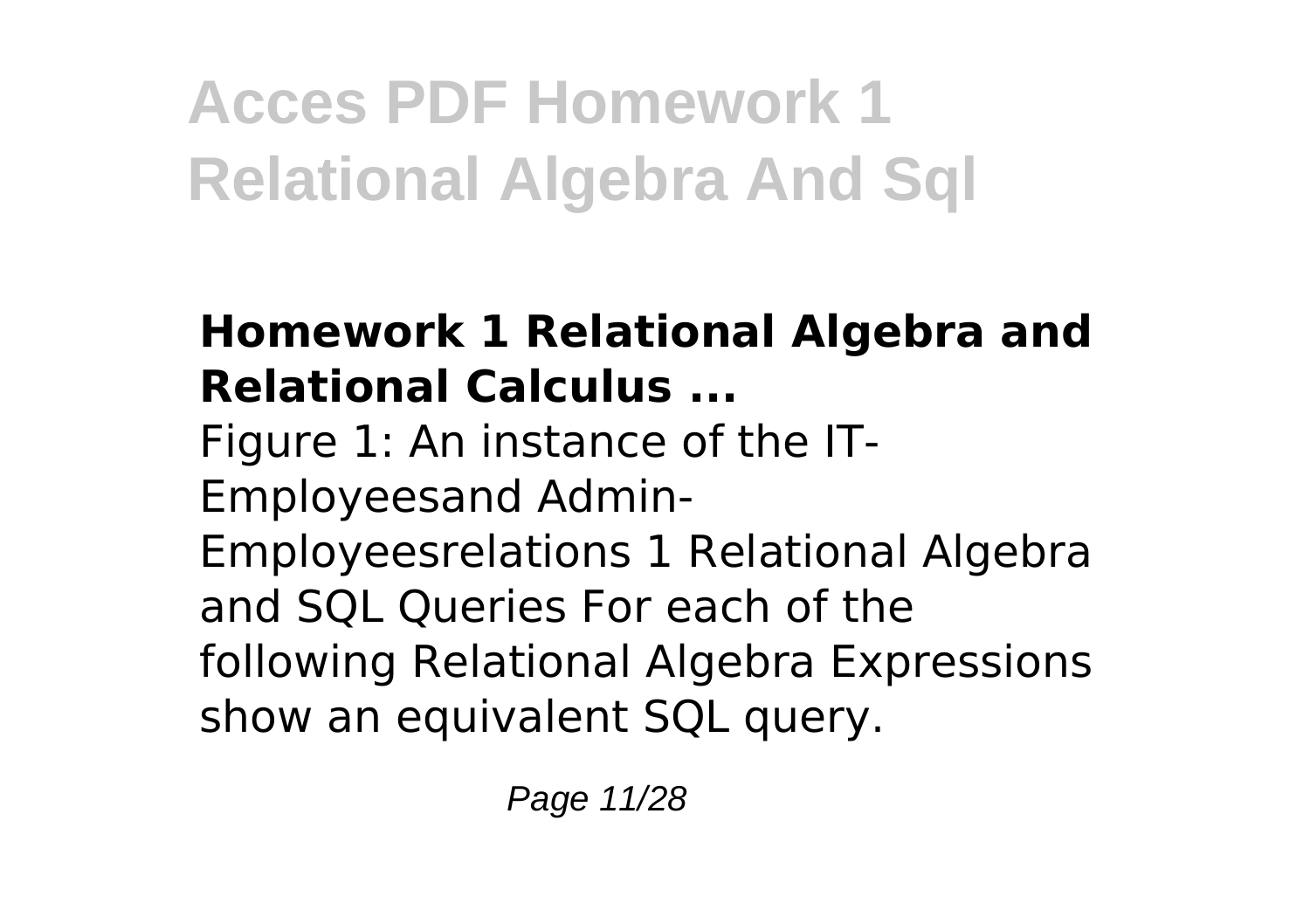# Acces PDF Homework 1 Relational Algebra And Sql

**Homework 1 Relational Algebra and Relational Calculus ...**

Figure 1: An instance of the IT-Employeesand Admin-Employeesrelations 1 Relational Algebra and SQL Queries For each of the following Relational Algebra Expressions show an equivalent SQL query.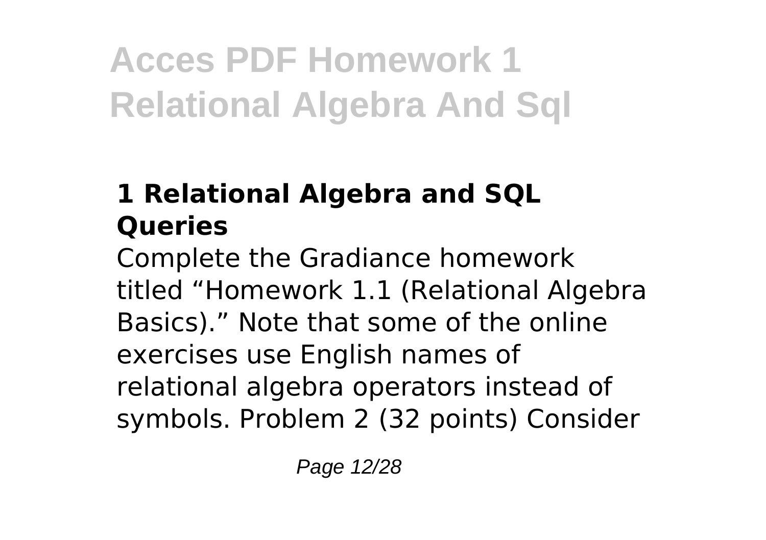# Acces PDF Homework 1 Relational Algebra And Sql

## 1 Relational Algebra and SQL Queries

Complete the Gradiance homework titled “Homework 1.1 (Relational Algebra Basics).” Note that some of the online exercises use English names of relational algebra operators instead of symbols. Problem 2 (32 points) Consider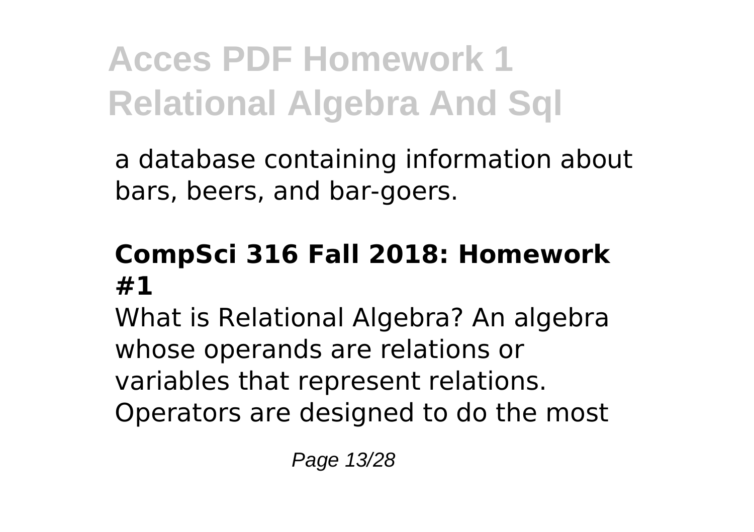a database containing information about bars, beers, and bar-goers.

**CompSci 316 Fall 2018: Homework #1**

What is Relational Algebra? An algebra whose operands are relations or variables that represent relations. Operators are designed to do the most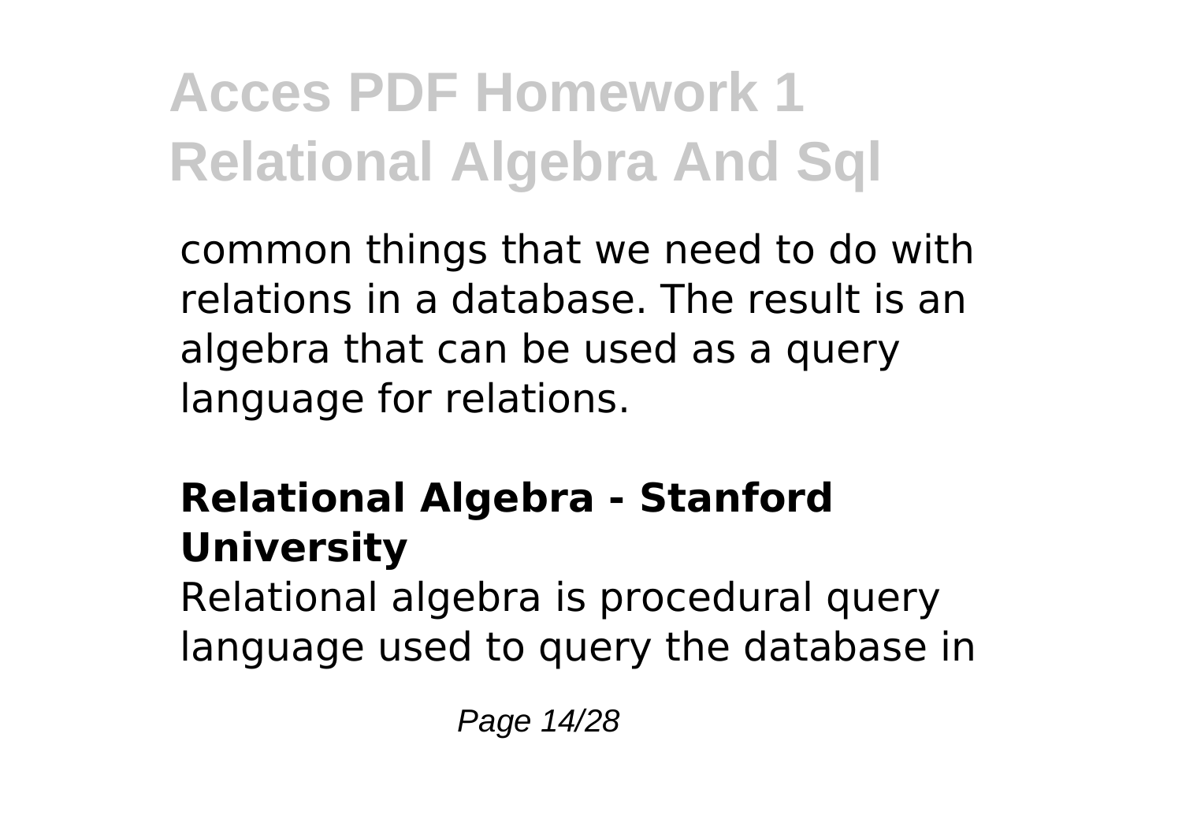common things that we need to do with relations in a database. The result is an algebra that can be used as a query language for relations.

## Relational Algebra - Stanford University

Relational algebra is procedural query language used to query the database in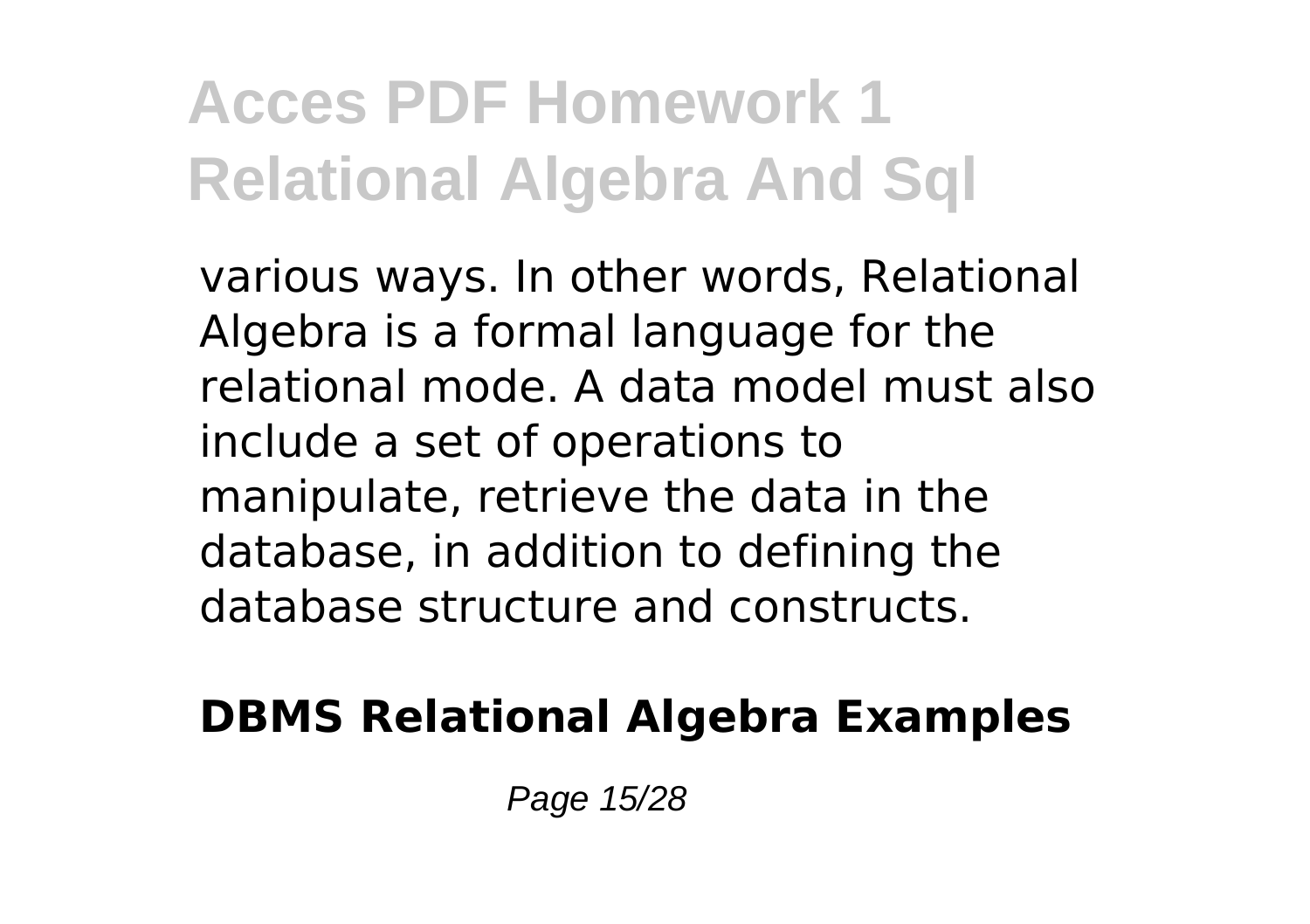various ways. In other words, Relational Algebra is a formal language for the relational mode. A data model must also include a set of operations to manipulate, retrieve the data in the database, in addition to defining the database structure and constructs.

**DBMS Relational Algebra Examples**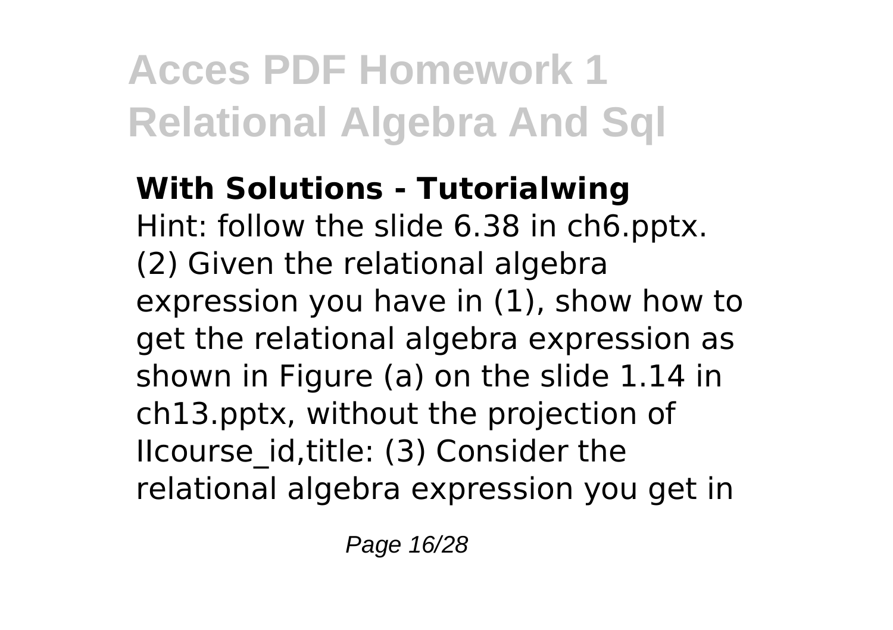**With Solutions - Tutorialwing**
Hint: follow the slide 6.38 in ch6.pptx. (2) Given the relational algebra expression you have in (1), show how to get the relational algebra expression as shown in Figure (a) on the slide 1.14 in ch13.pptx, without the projection of IIcourse_id,title: (3) Consider the relational algebra expression you get in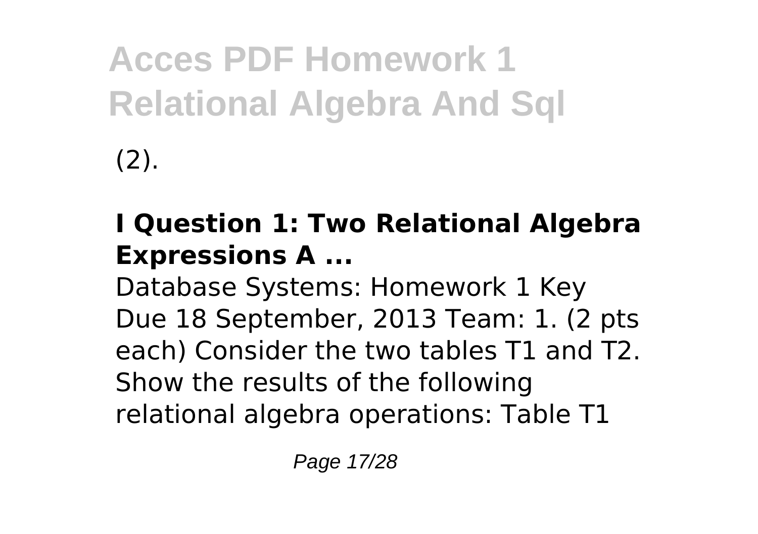(2).

### I Question 1: Two Relational Algebra Expressions A ...

Database Systems: Homework 1 Key Due 18 September, 2013 Team: 1. (2 pts each) Consider the two tables T1 and T2. Show the results of the following relational algebra operations: Table T1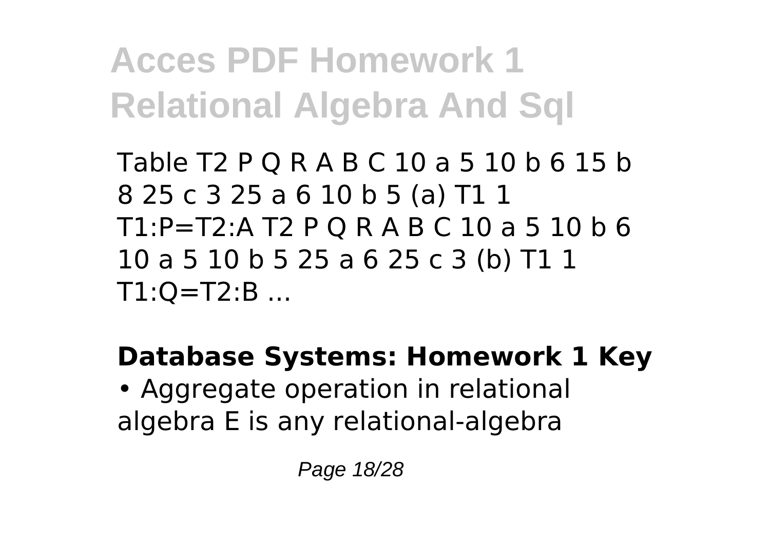Table T2 P Q R A B C 10 a 5 10 b 6 15 b 8 25 c 3 25 a 6 10 b 5 (a) T1 1 T1:P=T2:A T2 P Q R A B C 10 a 5 10 b 6 10 a 5 10 b 5 25 a 6 25 c 3 (b) T1 1 T1:Q=T2:B ...

**Database Systems: Homework 1 Key**

• Aggregate operation in relational algebra E is any relational-algebra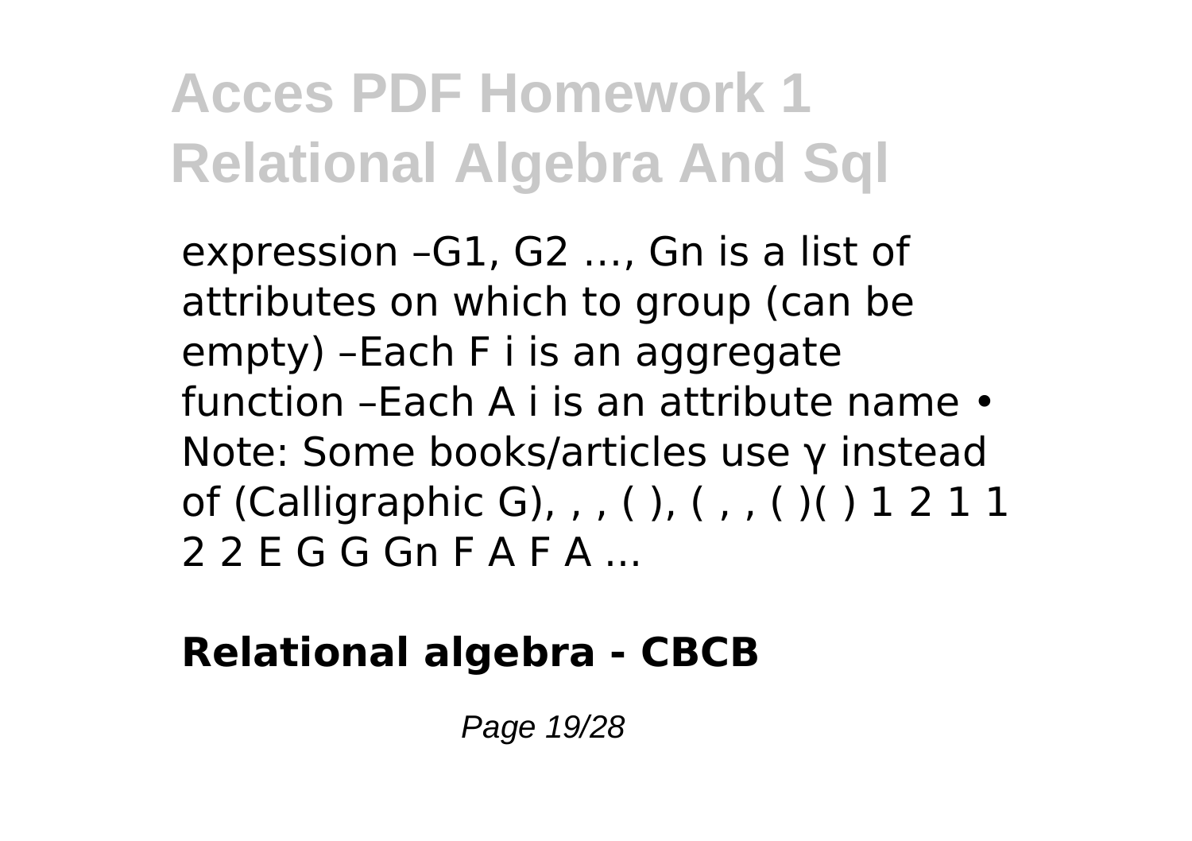expression –G1, G2 …, Gn is a list of attributes on which to group (can be empty) –Each F i is an aggregate function –Each A i is an attribute name • Note: Some books/articles use γ instead of (Calligraphic G), , , ( ), ( , , ( )( ) 1 2 1 1 2 2 E G G Gn F A F A ...

**Relational algebra - CBCB**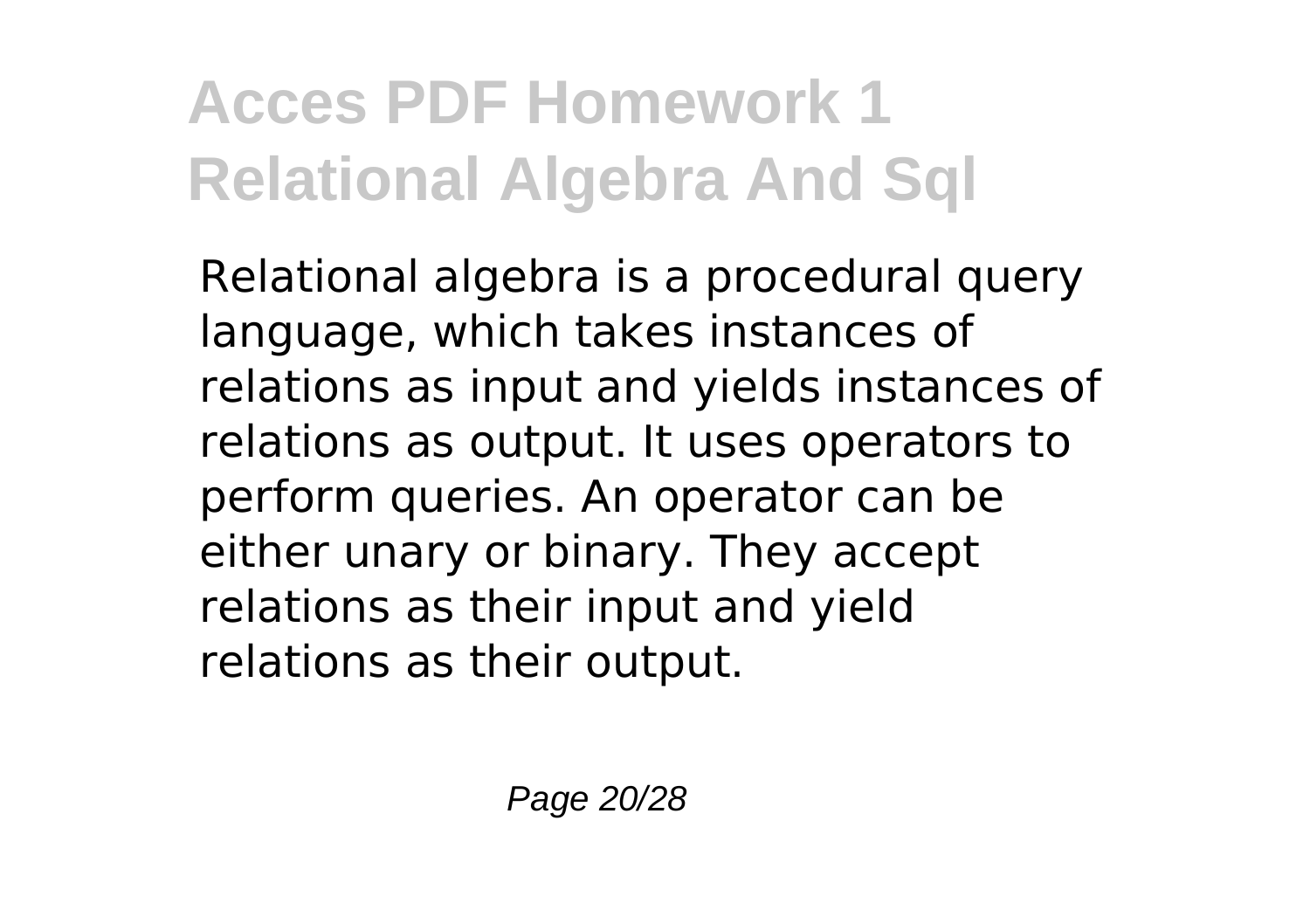Relational algebra is a procedural query language, which takes instances of relations as input and yields instances of relations as output. It uses operators to perform queries. An operator can be either unary or binary. They accept relations as their input and yield relations as their output.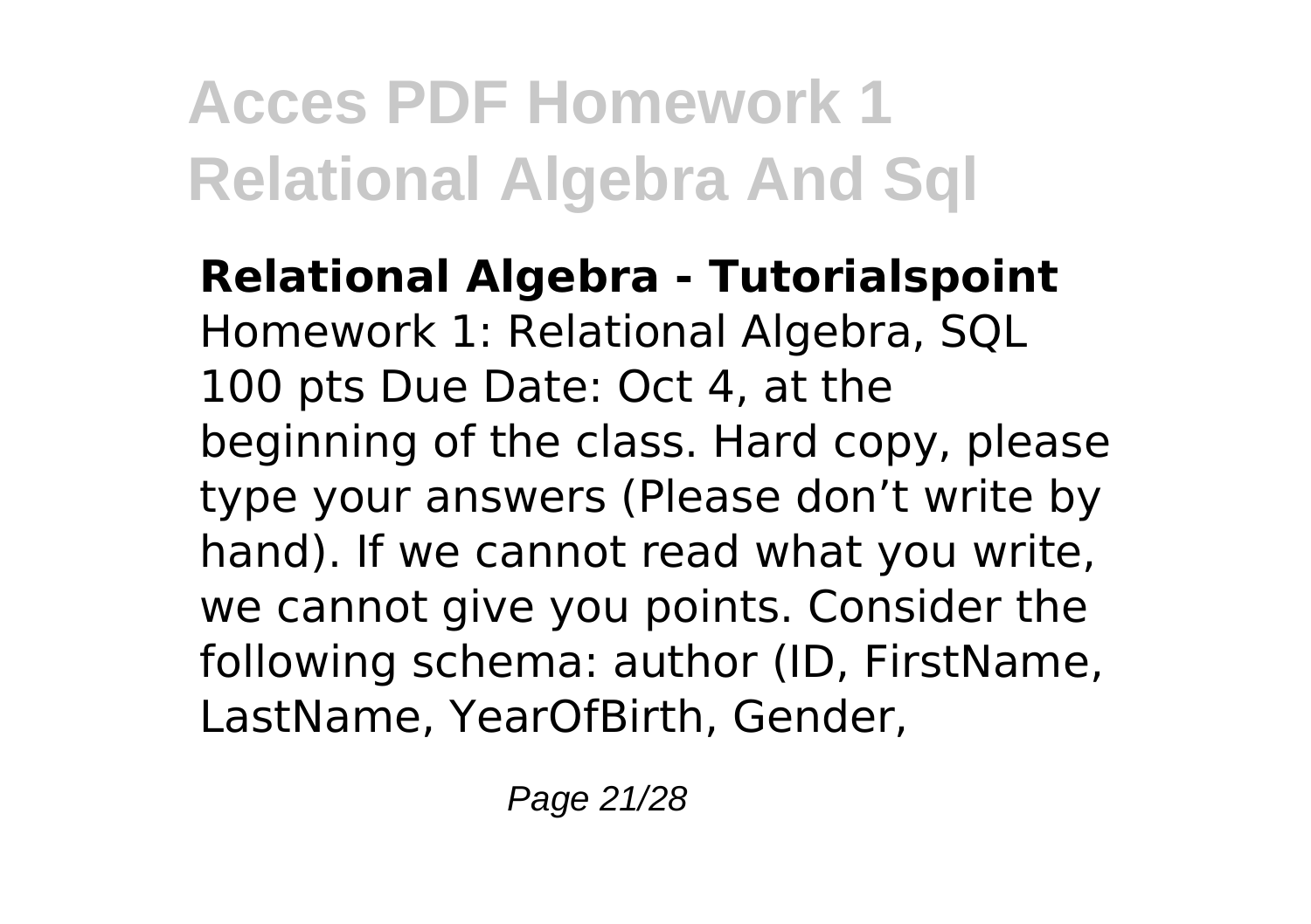**Relational Algebra - Tutorialspoint**

Homework 1: Relational Algebra, SQL 100 pts Due Date: Oct 4, at the beginning of the class. Hard copy, please type your answers (Please don't write by hand). If we cannot read what you write, we cannot give you points. Consider the following schema: author (ID, FirstName, LastName, YearOfBirth, Gender,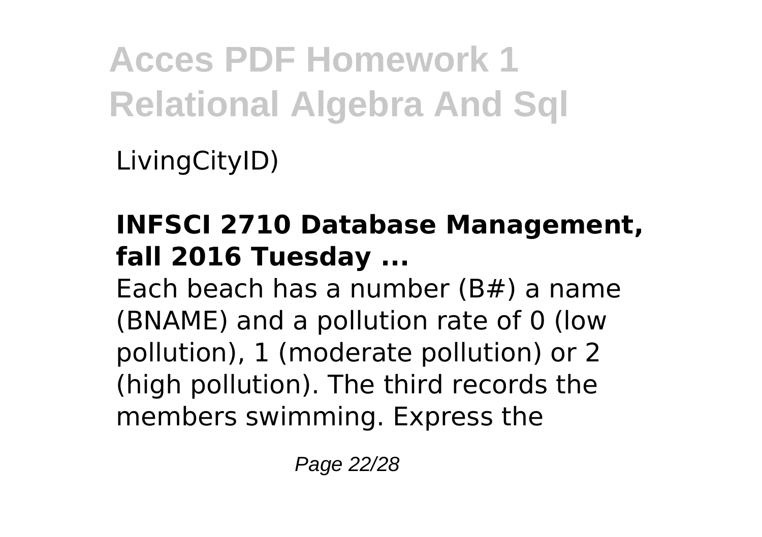LivingCityID)

**INFSCI 2710 Database Management, fall 2016 Tuesday ...**

Each beach has a number (B#) a name (BNAME) and a pollution rate of 0 (low pollution), 1 (moderate pollution) or 2 (high pollution). The third records the members swimming. Express the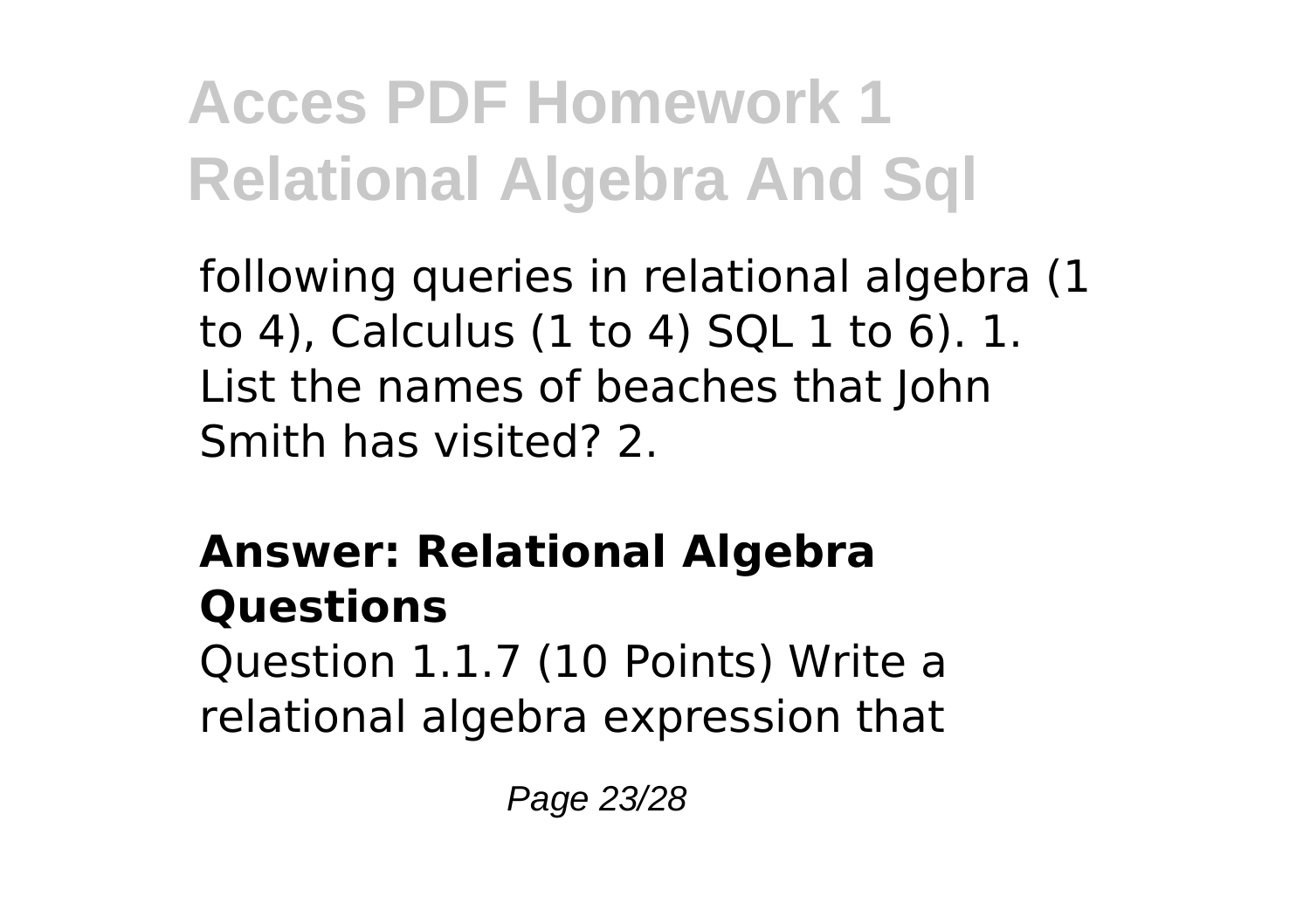following queries in relational algebra (1 to 4), Calculus (1 to 4) SQL 1 to 6). 1. List the names of beaches that John Smith has visited? 2.

**Answer: Relational Algebra Questions**

Question 1.1.7 (10 Points) Write a relational algebra expression that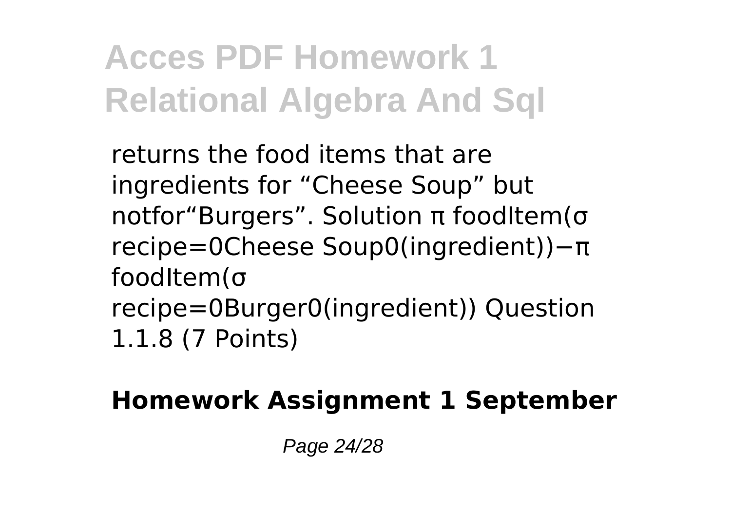returns the food items that are ingredients for “Cheese Soup” but notfor“Burgers”. Solution $\pi$ foodItem($\sigma$ recipe=0Cheese Soup0(ingredient))$-\pi$ foodItem($\sigma$ recipe=0Burger0(ingredient)) Question 1.1.8 (7 Points)

**Homework Assignment 1 September**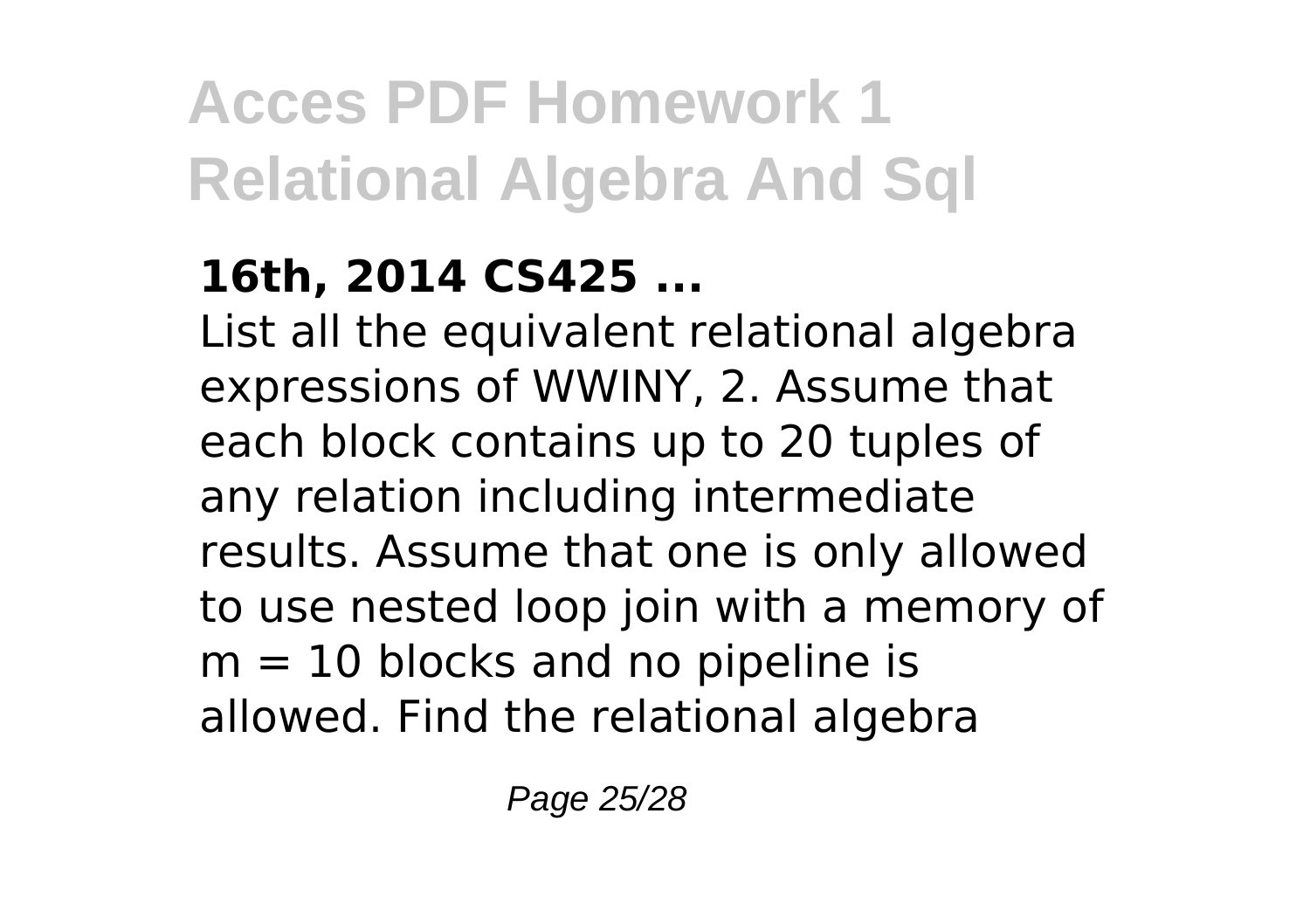**16th, 2014 CS425 ...**

List all the equivalent relational algebra expressions of WWINY, 2. Assume that each block contains up to 20 tuples of any relation including intermediate results. Assume that one is only allowed to use nested loop join with a memory of $m = 10$ blocks and no pipeline is allowed. Find the relational algebra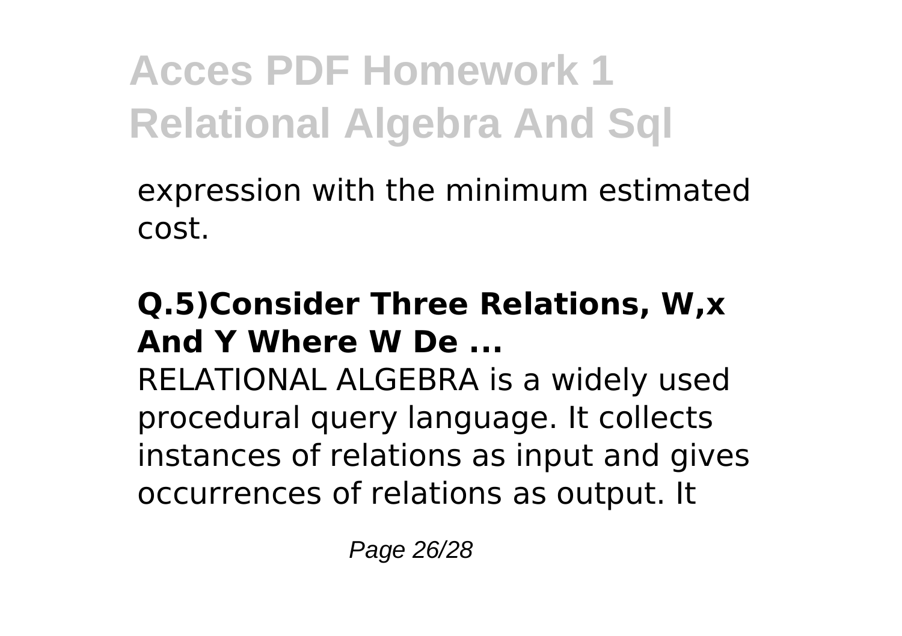expression with the minimum estimated cost.

**Q.5)Consider Three Relations, W,x And Y Where W De ...**

RELATIONAL ALGEBRA is a widely used procedural query language. It collects instances of relations as input and gives occurrences of relations as output. It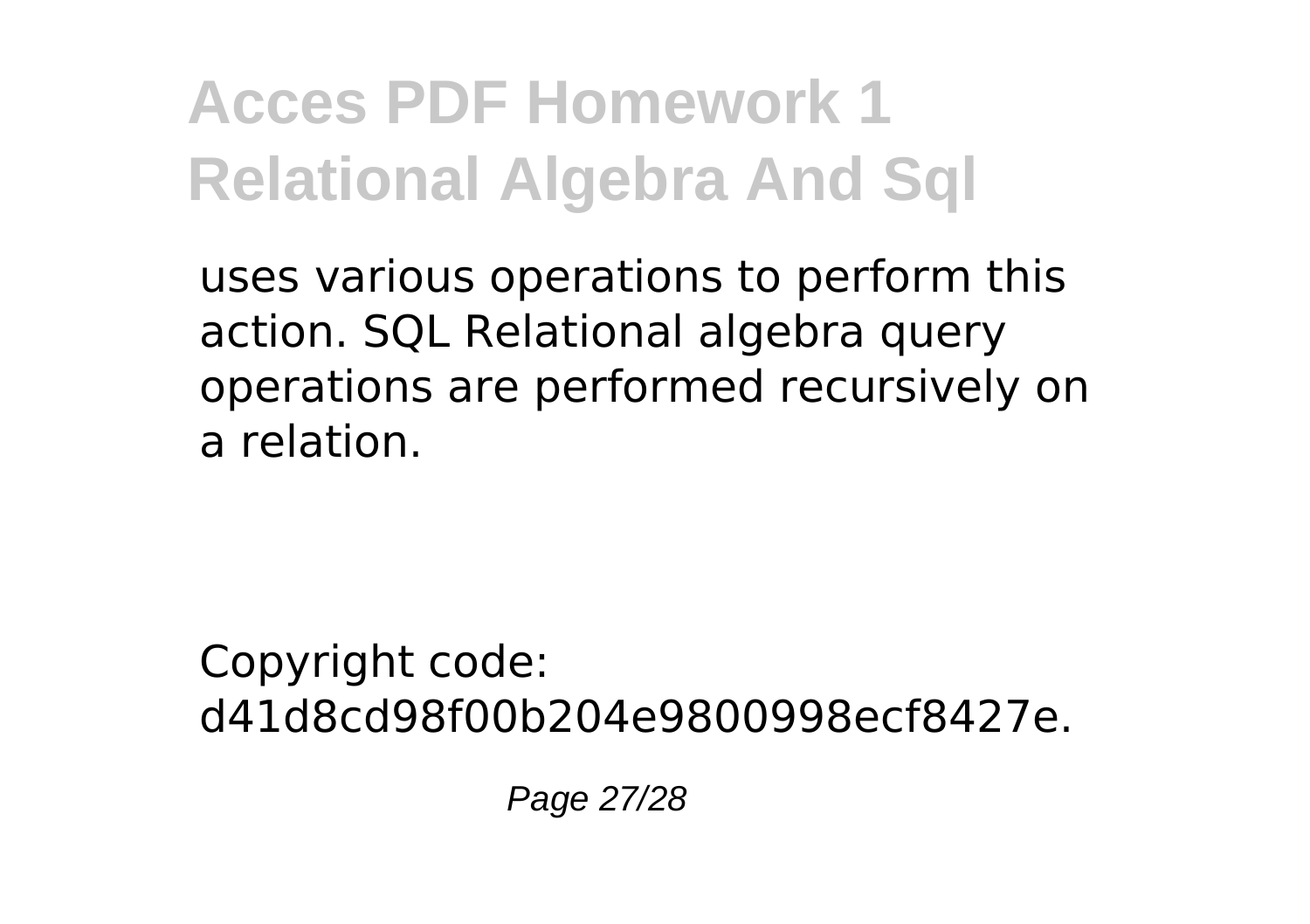uses various operations to perform this action. SQL Relational algebra query operations are performed recursively on a relation.

Copyright code: d41d8cd98f00b204e9800998ecf8427e.